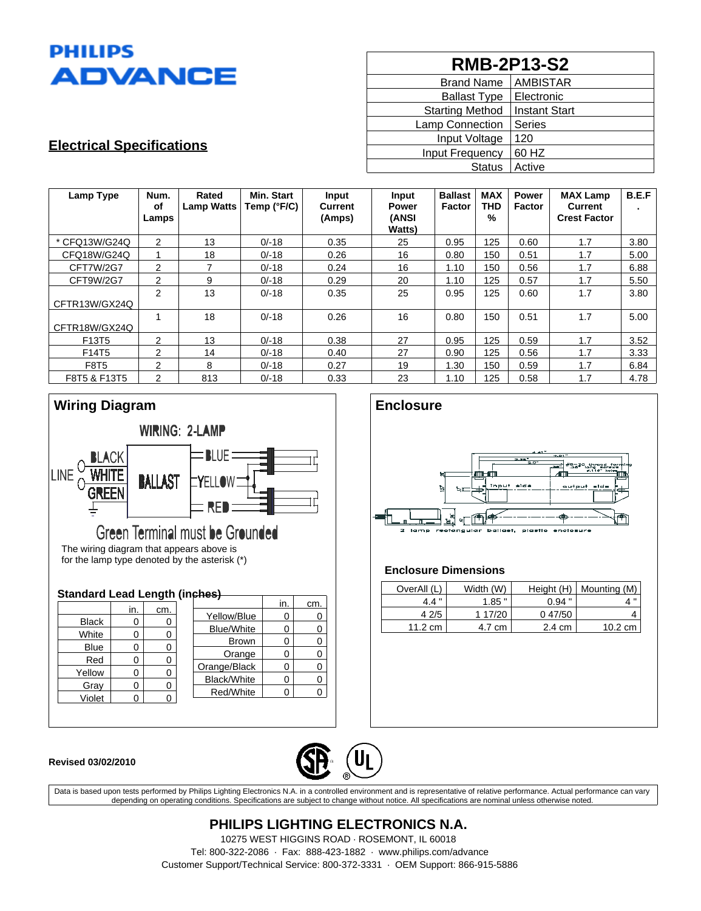**PHILIPS ADVANCE**

## RMB-2P13-S2

| | |
|---|---|
| Brand Name | AMBISTAR |
| Ballast Type | Electronic |
| Starting Method | Instant Start |
| Lamp Connection | Series |
| Input Voltage | 120 |
| Input Frequency | 60 HZ |
| Status | Active |

## Electrical Specifications

| Lamp Type | Num. of Lamps | Rated Lamp Watts | Min. Start Temp (°F/C) | Input Current (Amps) | Input Power (ANSI Watts) | Ballast Factor | MAX THD % | Power Factor | MAX Lamp Current Crest Factor | B.E.F. |
|---|---|---|---|---|---|---|---|---|---|---|
| * CFQ13W/G24Q | 2 | 13 | 0/-18 | 0.35 | 25 | 0.95 | 125 | 0.60 | 1.7 | 3.80 |
| CFQ18W/G24Q | 1 | 18 | 0/-18 | 0.26 | 16 | 0.80 | 150 | 0.51 | 1.7 | 5.00 |
| CFT7W/2G7 | 2 | 7 | 0/-18 | 0.24 | 16 | 1.10 | 150 | 0.56 | 1.7 | 6.88 |
| CFT9W/2G7 | 2 | 9 | 0/-18 | 0.29 | 20 | 1.10 | 125 | 0.57 | 1.7 | 5.50 |
| CFTR13W/GX24Q | 2 | 13 | 0/-18 | 0.35 | 25 | 0.95 | 125 | 0.60 | 1.7 | 3.80 |
| CFTR18W/GX24Q | 1 | 18 | 0/-18 | 0.26 | 16 | 0.80 | 150 | 0.51 | 1.7 | 5.00 |
| F13T5 | 2 | 13 | 0/-18 | 0.38 | 27 | 0.95 | 125 | 0.59 | 1.7 | 3.52 |
| F14T5 | 2 | 14 | 0/-18 | 0.40 | 27 | 0.90 | 125 | 0.56 | 1.7 | 3.33 |
| F8T5 | 2 | 8 | 0/-18 | 0.27 | 19 | 1.30 | 150 | 0.59 | 1.7 | 6.84 |
| F8T5 & F13T5 | 2 | 813 | 0/-18 | 0.33 | 23 | 1.10 | 125 | 0.58 | 1.7 | 4.78 |

## Wiring Diagram

WIRING: 2-LAMP

LINE
BLACK
WHITE
GREEN
BALLAST
BLUE
YELLOW
RED

Green Terminal must be Grounded

The wiring diagram that appears above is for the lamp type denoted by the asterisk (*)

### Standard Lead Length (inches)

| | in. | cm. |
|---|---|---|
| Black | 0 | 0 |
| White | 0 | 0 |
| Blue | 0 | 0 |
| Red | 0 | 0 |
| Yellow | 0 | 0 |
| Gray | 0 | 0 |
| Violet | 0 | 0 |

| | in. | cm. |
|---|---|---|
| Yellow/Blue | 0 | 0 |
| Blue/White | 0 | 0 |
| Brown | 0 | 0 |
| Orange | 0 | 0 |
| Orange/Black | 0 | 0 |
| Black/White | 0 | 0 |
| Red/White | 0 | 0 |

## Enclosure

input side
output side
#8-20 thread forming .38" long screws ø.116" holes
2 lamp rectangular ballast, plastic enclosure

### Enclosure Dimensions

| OverAll (L) | Width (W) | Height (H) | Mounting (M) |
|---|---|---|---|
| 4.4 " | 1.85 " | 0.94 " | 4 " |
| 4 2/5 | 1 17/20 | 0 47/50 | 4 |
| 11.2 cm | 4.7 cm | 2.4 cm | 10.2 cm |

**Revised 03/02/2010**

Data is based upon tests performed by Philips Lighting Electronics N.A. in a controlled environment and is representative of relative performance. Actual performance can vary depending on operating conditions. Specifications are subject to change without notice. All specifications are nominal unless otherwise noted.

**PHILIPS LIGHTING ELECTRONICS N.A.**

10275 WEST HIGGINS ROAD · ROSEMONT, IL 60018

Tel: 800-322-2086 · Fax: 888-423-1882 · www.philips.com/advance

Customer Support/Technical Service: 800-372-3331 · OEM Support: 866-915-5886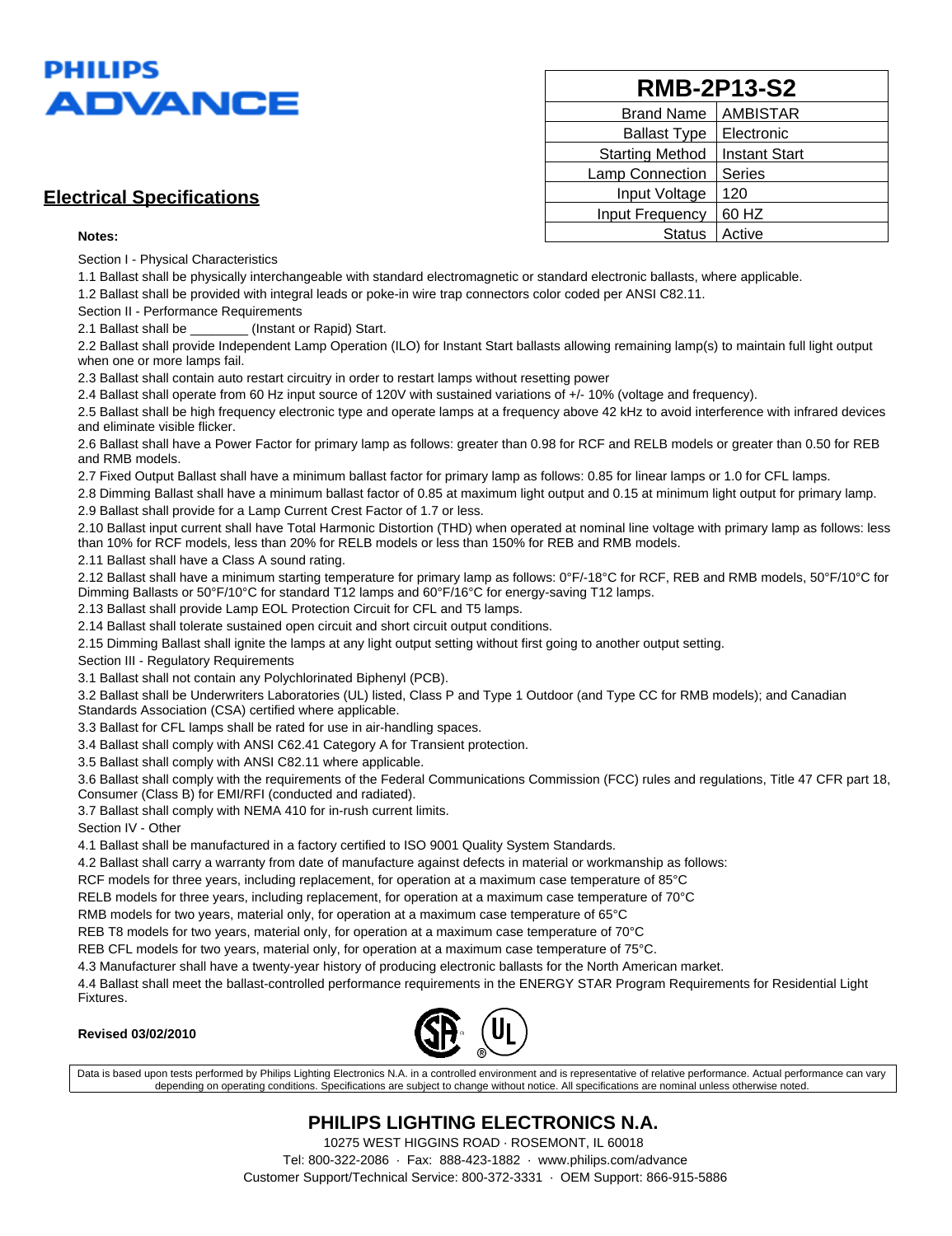**PHILIPS**
**ADVANCE**

| RMB-2P13-S2 | |
|---|---|
| Brand Name | AMBISTAR |
| Ballast Type | Electronic |
| Starting Method | Instant Start |
| Lamp Connection | Series |
| Input Voltage | 120 |
| Input Frequency | 60 HZ |
| Status | Active |

## Electrical Specifications

**Notes:**

Section I - Physical Characteristics

1.1 Ballast shall be physically interchangeable with standard electromagnetic or standard electronic ballasts, where applicable.

1.2 Ballast shall be provided with integral leads or poke-in wire trap connectors color coded per ANSI C82.11.

Section II - Performance Requirements

2.1 Ballast shall be ________ (Instant or Rapid) Start.

2.2 Ballast shall provide Independent Lamp Operation (ILO) for Instant Start ballasts allowing remaining lamp(s) to maintain full light output when one or more lamps fail.

2.3 Ballast shall contain auto restart circuitry in order to restart lamps without resetting power

2.4 Ballast shall operate from 60 Hz input source of 120V with sustained variations of +/- 10% (voltage and frequency).

2.5 Ballast shall be high frequency electronic type and operate lamps at a frequency above 42 kHz to avoid interference with infrared devices and eliminate visible flicker.

2.6 Ballast shall have a Power Factor for primary lamp as follows: greater than 0.98 for RCF and RELB models or greater than 0.50 for REB and RMB models.

2.7 Fixed Output Ballast shall have a minimum ballast factor for primary lamp as follows: 0.85 for linear lamps or 1.0 for CFL lamps.

2.8 Dimming Ballast shall have a minimum ballast factor of 0.85 at maximum light output and 0.15 at minimum light output for primary lamp.

2.9 Ballast shall provide for a Lamp Current Crest Factor of 1.7 or less.

2.10 Ballast input current shall have Total Harmonic Distortion (THD) when operated at nominal line voltage with primary lamp as follows: less than 10% for RCF models, less than 20% for RELB models or less than 150% for REB and RMB models.

2.11 Ballast shall have a Class A sound rating.

2.12 Ballast shall have a minimum starting temperature for primary lamp as follows: 0°F/-18°C for RCF, REB and RMB models, 50°F/10°C for Dimming Ballasts or 50°F/10°C for standard T12 lamps and 60°F/16°C for energy-saving T12 lamps.

2.13 Ballast shall provide Lamp EOL Protection Circuit for CFL and T5 lamps.

2.14 Ballast shall tolerate sustained open circuit and short circuit output conditions.

2.15 Dimming Ballast shall ignite the lamps at any light output setting without first going to another output setting.

Section III - Regulatory Requirements

3.1 Ballast shall not contain any Polychlorinated Biphenyl (PCB).

3.2 Ballast shall be Underwriters Laboratories (UL) listed, Class P and Type 1 Outdoor (and Type CC for RMB models); and Canadian Standards Association (CSA) certified where applicable.

3.3 Ballast for CFL lamps shall be rated for use in air-handling spaces.

3.4 Ballast shall comply with ANSI C62.41 Category A for Transient protection.

3.5 Ballast shall comply with ANSI C82.11 where applicable.

3.6 Ballast shall comply with the requirements of the Federal Communications Commission (FCC) rules and regulations, Title 47 CFR part 18, Consumer (Class B) for EMI/RFI (conducted and radiated).

3.7 Ballast shall comply with NEMA 410 for in-rush current limits.

Section IV - Other

4.1 Ballast shall be manufactured in a factory certified to ISO 9001 Quality System Standards.

4.2 Ballast shall carry a warranty from date of manufacture against defects in material or workmanship as follows:

RCF models for three years, including replacement, for operation at a maximum case temperature of 85°C

RELB models for three years, including replacement, for operation at a maximum case temperature of 70°C

RMB models for two years, material only, for operation at a maximum case temperature of 65°C

REB T8 models for two years, material only, for operation at a maximum case temperature of 70°C

REB CFL models for two years, material only, for operation at a maximum case temperature of 75°C.

4.3 Manufacturer shall have a twenty-year history of producing electronic ballasts for the North American market.

4.4 Ballast shall meet the ballast-controlled performance requirements in the ENERGY STAR Program Requirements for Residential Light Fixtures.

**Revised 03/02/2010**

Data is based upon tests performed by Philips Lighting Electronics N.A. in a controlled environment and is representative of relative performance. Actual performance can vary depending on operating conditions. Specifications are subject to change without notice. All specifications are nominal unless otherwise noted.

**PHILIPS LIGHTING ELECTRONICS N.A.**

10275 WEST HIGGINS ROAD · ROSEMONT, IL 60018

Tel: 800-322-2086 · Fax: 888-423-1882 · www.philips.com/advance

Customer Support/Technical Service: 800-372-3331 · OEM Support: 866-915-5886